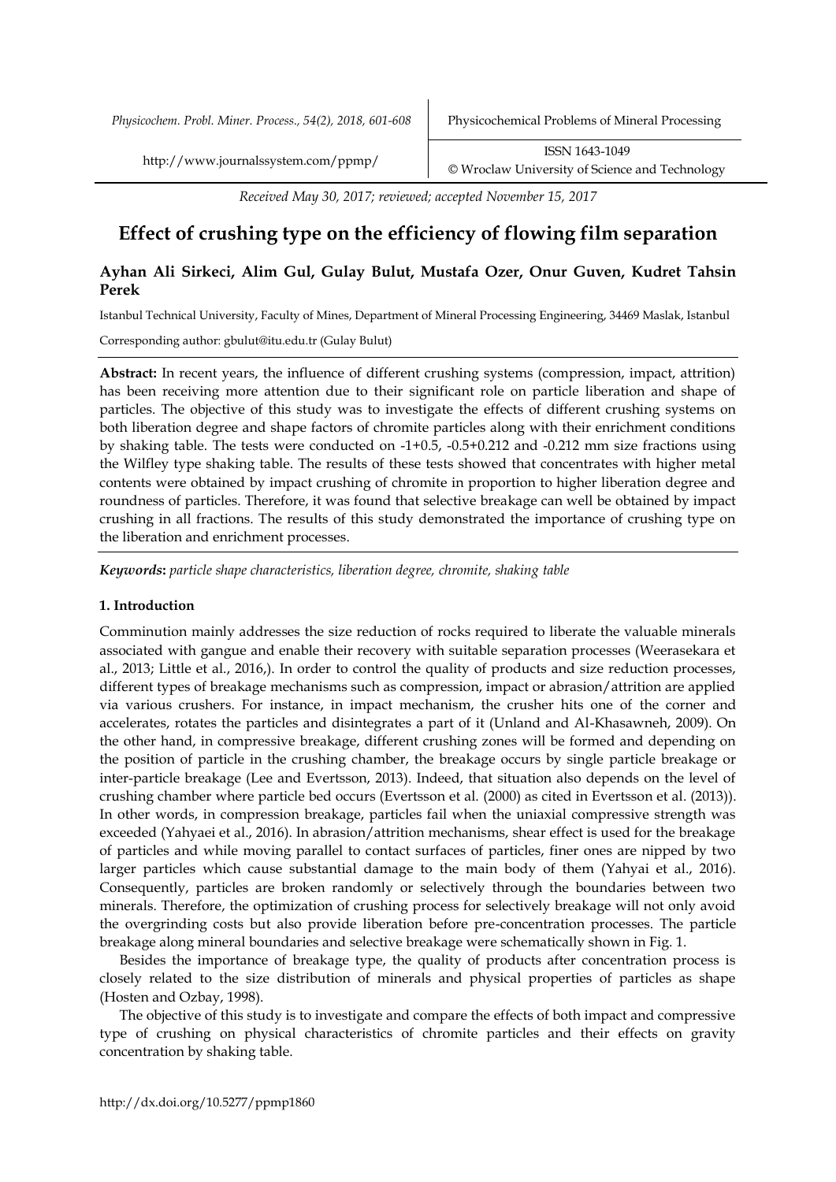*Received May 30, 2017; reviewed; accepted November 15, 2017*

# Effect of crushing type on the efficiency of flowing film separation

**Ayhan Ali Sirkeci, Alim Gul, Gulay Bulut, Mustafa Ozer, Onur Guven, Kudret Tahsin Perek**

Istanbul Technical University, Faculty of Mines, Department of Mineral Processing Engineering, 34469 Maslak, Istanbul

Corresponding author: gbulut@itu.edu.tr (Gulay Bulut)

**Abstract:** In recent years, the influence of different crushing systems (compression, impact, attrition) has been receiving more attention due to their significant role on particle liberation and shape of particles. The objective of this study was to investigate the effects of different crushing systems on both liberation degree and shape factors of chromite particles along with their enrichment conditions by shaking table. The tests were conducted on -1+0.5, -0.5+0.212 and -0.212 mm size fractions using the Wilfley type shaking table. The results of these tests showed that concentrates with higher metal contents were obtained by impact crushing of chromite in proportion to higher liberation degree and roundness of particles. Therefore, it was found that selective breakage can well be obtained by impact crushing in all fractions. The results of this study demonstrated the importance of crushing type on the liberation and enrichment processes.

***Keywords*****:** *particle shape characteristics, liberation degree, chromite, shaking table*

## 1. Introduction

Comminution mainly addresses the size reduction of rocks required to liberate the valuable minerals associated with gangue and enable their recovery with suitable separation processes (Weerasekara et al., 2013; Little et al., 2016,). In order to control the quality of products and size reduction processes, different types of breakage mechanisms such as compression, impact or abrasion/attrition are applied via various crushers. For instance, in impact mechanism, the crusher hits one of the corner and accelerates, rotates the particles and disintegrates a part of it (Unland and Al-Khasawneh, 2009). On the other hand, in compressive breakage, different crushing zones will be formed and depending on the position of particle in the crushing chamber, the breakage occurs by single particle breakage or inter-particle breakage (Lee and Evertsson, 2013). Indeed, that situation also depends on the level of crushing chamber where particle bed occurs (Evertsson et al. (2000) as cited in Evertsson et al. (2013)). In other words, in compression breakage, particles fail when the uniaxial compressive strength was exceeded (Yahyaei et al., 2016). In abrasion/attrition mechanisms, shear effect is used for the breakage of particles and while moving parallel to contact surfaces of particles, finer ones are nipped by two larger particles which cause substantial damage to the main body of them (Yahyai et al., 2016). Consequently, particles are broken randomly or selectively through the boundaries between two minerals. Therefore, the optimization of crushing process for selectively breakage will not only avoid the overgrinding costs but also provide liberation before pre-concentration processes. The particle breakage along mineral boundaries and selective breakage were schematically shown in Fig. 1.

Besides the importance of breakage type, the quality of products after concentration process is closely related to the size distribution of minerals and physical properties of particles as shape (Hosten and Ozbay, 1998).

The objective of this study is to investigate and compare the effects of both impact and compressive type of crushing on physical characteristics of chromite particles and their effects on gravity concentration by shaking table.

http://dx.doi.org/10.5277/ppmp1860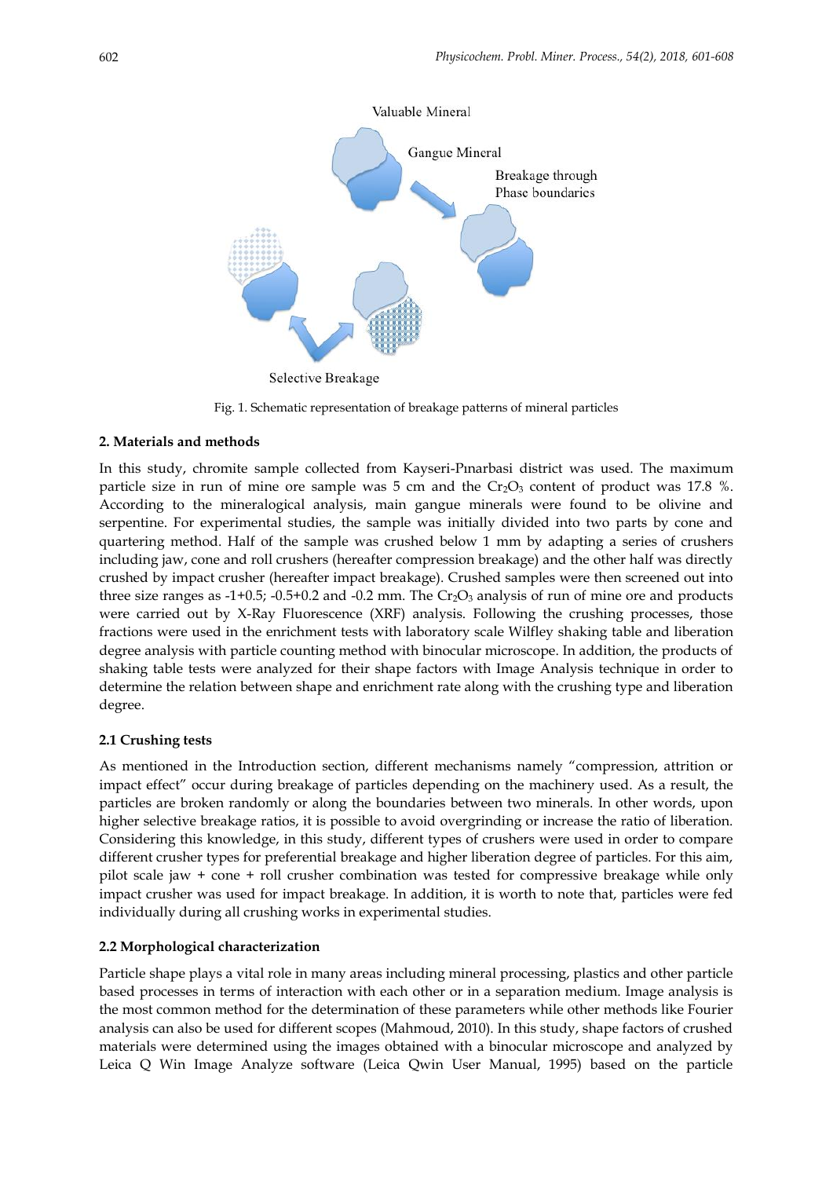Valuable Mineral

Gangue Mineral

Breakage through Phase boundaries

Selective Breakage

Fig. 1. Schematic representation of breakage patterns of mineral particles

## 2. Materials and methods

In this study, chromite sample collected from Kayseri-Pınarbasi district was used. The maximum particle size in run of mine ore sample was 5 cm and the $Cr_2O_3$ content of product was 17.8 %. According to the mineralogical analysis, main gangue minerals were found to be olivine and serpentine. For experimental studies, the sample was initially divided into two parts by cone and quartering method. Half of the sample was crushed below 1 mm by adapting a series of crushers including jaw, cone and roll crushers (hereafter compression breakage) and the other half was directly crushed by impact crusher (hereafter impact breakage). Crushed samples were then screened out into three size ranges as -1+0.5; -0.5+0.2 and -0.2 mm. The $Cr_2O_3$ analysis of run of mine ore and products were carried out by X-Ray Fluorescence (XRF) analysis. Following the crushing processes, those fractions were used in the enrichment tests with laboratory scale Wilfley shaking table and liberation degree analysis with particle counting method with binocular microscope. In addition, the products of shaking table tests were analyzed for their shape factors with Image Analysis technique in order to determine the relation between shape and enrichment rate along with the crushing type and liberation degree.

### 2.1 Crushing tests

As mentioned in the Introduction section, different mechanisms namely "compression, attrition or impact effect" occur during breakage of particles depending on the machinery used. As a result, the particles are broken randomly or along the boundaries between two minerals. In other words, upon higher selective breakage ratios, it is possible to avoid overgrinding or increase the ratio of liberation. Considering this knowledge, in this study, different types of crushers were used in order to compare different crusher types for preferential breakage and higher liberation degree of particles. For this aim, pilot scale jaw + cone + roll crusher combination was tested for compressive breakage while only impact crusher was used for impact breakage. In addition, it is worth to note that, particles were fed individually during all crushing works in experimental studies.

### 2.2 Morphological characterization

Particle shape plays a vital role in many areas including mineral processing, plastics and other particle based processes in terms of interaction with each other or in a separation medium. Image analysis is the most common method for the determination of these parameters while other methods like Fourier analysis can also be used for different scopes (Mahmoud, 2010). In this study, shape factors of crushed materials were determined using the images obtained with a binocular microscope and analyzed by Leica Q Win Image Analyze software (Leica Qwin User Manual, 1995) based on the particle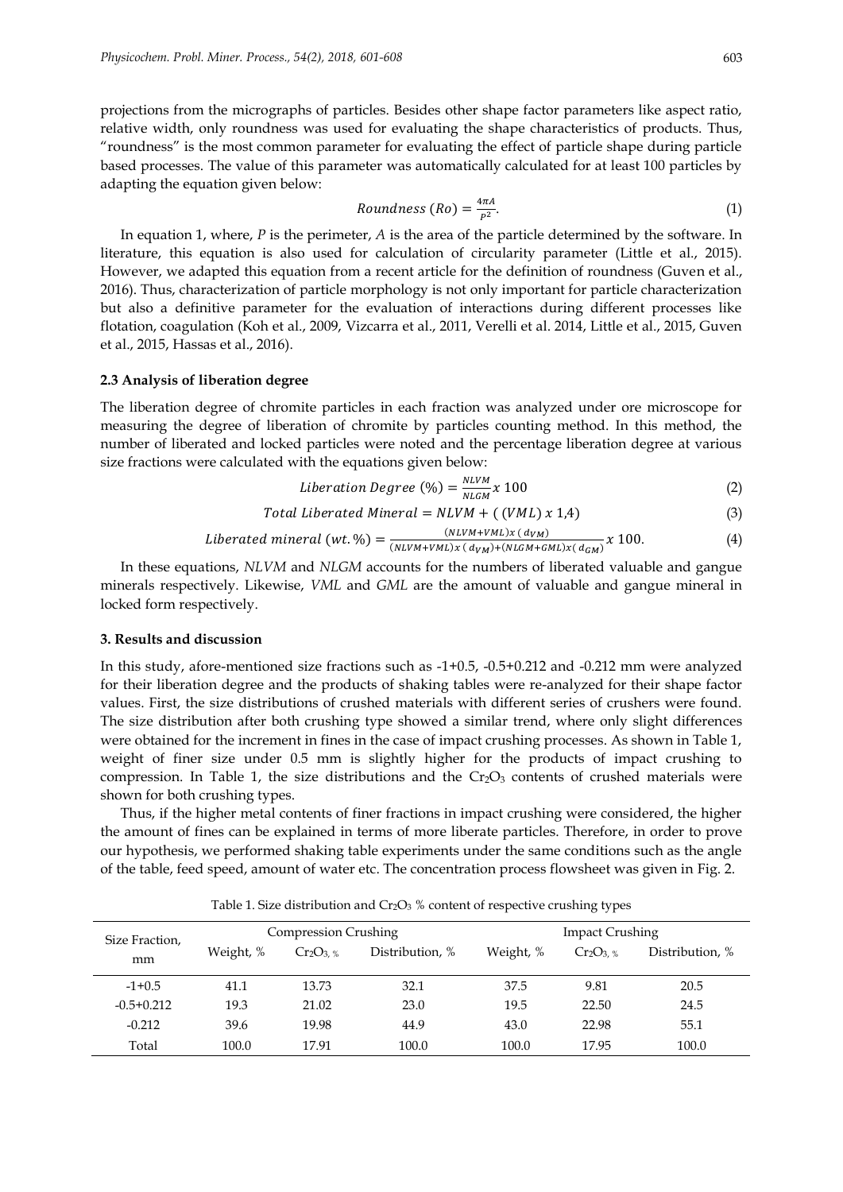projections from the micrographs of particles. Besides other shape factor parameters like aspect ratio, relative width, only roundness was used for evaluating the shape characteristics of products. Thus, "roundness" is the most common parameter for evaluating the effect of particle shape during particle based processes. The value of this parameter was automatically calculated for at least 100 particles by adapting the equation given below:

$$Roundness\ (Ro) = \frac{4\pi A}{P^2}. \tag{1}$$

In equation 1, where, $P$ is the perimeter, $A$ is the area of the particle determined by the software. In literature, this equation is also used for calculation of circularity parameter (Little et al., 2015). However, we adapted this equation from a recent article for the definition of roundness (Guven et al., 2016). Thus, characterization of particle morphology is not only important for particle characterization but also a definitive parameter for the evaluation of interactions during different processes like flotation, coagulation (Koh et al., 2009, Vizcarra et al., 2011, Verelli et al. 2014, Little et al., 2015, Guven et al., 2015, Hassas et al., 2016).

### 2.3 Analysis of liberation degree

The liberation degree of chromite particles in each fraction was analyzed under ore microscope for measuring the degree of liberation of chromite by particles counting method. In this method, the number of liberated and locked particles were noted and the percentage liberation degree at various size fractions were calculated with the equations given below:

$$Liberation\ Degree\ (\%) = \frac{NLVM}{NLGM} x\ 100 \tag{2}$$

$$Total\ Liberated\ Mineral = NLVM + ((VML)\ x\ 1{,}4) \tag{3}$$

$$Liberated\ mineral\ (wt.\%) = \frac{(NLVM+VML)x\ (d_{VM})}{(NLVM+VML)x\ (d_{VM})+(NLGM+GML)x(d_{GM})} x\ 100. \tag{4}$$

In these equations, *NLVM* and *NLGM* accounts for the numbers of liberated valuable and gangue minerals respectively. Likewise, *VML* and *GML* are the amount of valuable and gangue mineral in locked form respectively.

## 3. Results and discussion

In this study, afore-mentioned size fractions such as -1+0.5, -0.5+0.212 and -0.212 mm were analyzed for their liberation degree and the products of shaking tables were re-analyzed for their shape factor values. First, the size distributions of crushed materials with different series of crushers were found. The size distribution after both crushing type showed a similar trend, where only slight differences were obtained for the increment in fines in the case of impact crushing processes. As shown in Table 1, weight of finer size under 0.5 mm is slightly higher for the products of impact crushing to compression. In Table 1, the size distributions and the $Cr_2O_3$ contents of crushed materials were shown for both crushing types.

Thus, if the higher metal contents of finer fractions in impact crushing were considered, the higher the amount of fines can be explained in terms of more liberate particles. Therefore, in order to prove our hypothesis, we performed shaking table experiments under the same conditions such as the angle of the table, feed speed, amount of water etc. The concentration process flowsheet was given in Fig. 2.

Table 1. Size distribution and $Cr_2O_3$ % content of respective crushing types

| Size Fraction, mm | Compression Crushing | | | Impact Crushing | | |
|---|---|---|---|---|---|---|
| | Weight, % | $Cr_2O_3$, % | Distribution, % | Weight, % | $Cr_2O_3$, % | Distribution, % |
| -1+0.5 | 41.1 | 13.73 | 32.1 | 37.5 | 9.81 | 20.5 |
| -0.5+0.212 | 19.3 | 21.02 | 23.0 | 19.5 | 22.50 | 24.5 |
| -0.212 | 39.6 | 19.98 | 44.9 | 43.0 | 22.98 | 55.1 |
| Total | 100.0 | 17.91 | 100.0 | 100.0 | 17.95 | 100.0 |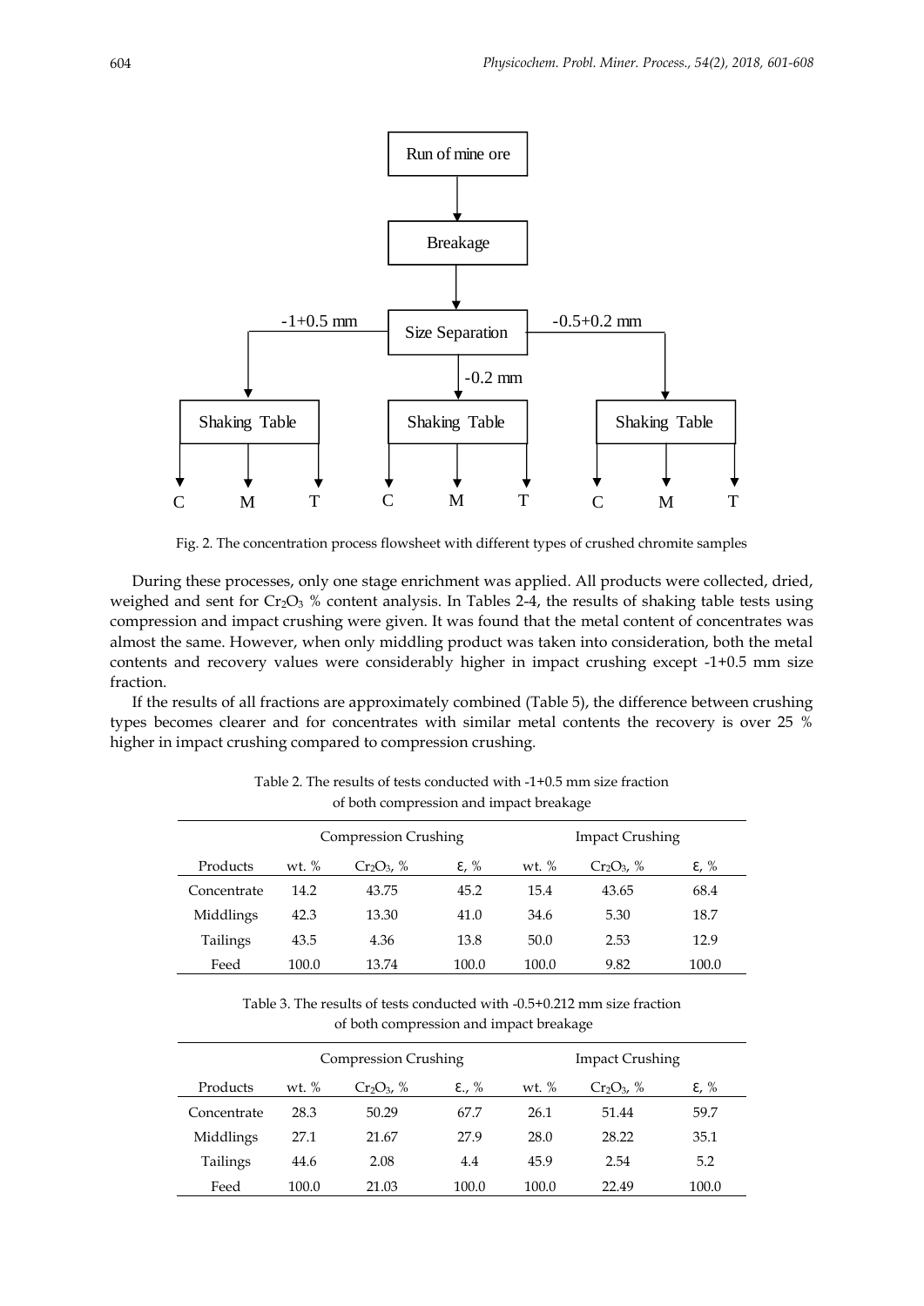Fig. 2. The concentration process flowsheet with different types of crushed chromite samples

During these processes, only one stage enrichment was applied. All products were collected, dried, weighed and sent for $Cr_2O_3$ % content analysis. In Tables 2-4, the results of shaking table tests using compression and impact crushing were given. It was found that the metal content of concentrates was almost the same. However, when only middling product was taken into consideration, both the metal contents and recovery values were considerably higher in impact crushing except -1+0.5 mm size fraction.

If the results of all fractions are approximately combined (Table 5), the difference between crushing types becomes clearer and for concentrates with similar metal contents the recovery is over 25 % higher in impact crushing compared to compression crushing.

Table 2. The results of tests conducted with -1+0.5 mm size fraction of both compression and impact breakage

| | Compression Crushing | | | Impact Crushing | | |
|---|---|---|---|---|---|---|
| Products | wt. % | $Cr_2O_3$, % | ε, % | wt. % | $Cr_2O_3$, % | ε, % |
| Concentrate | 14.2 | 43.75 | 45.2 | 15.4 | 43.65 | 68.4 |
| Middlings | 42.3 | 13.30 | 41.0 | 34.6 | 5.30 | 18.7 |
| Tailings | 43.5 | 4.36 | 13.8 | 50.0 | 2.53 | 12.9 |
| Feed | 100.0 | 13.74 | 100.0 | 100.0 | 9.82 | 100.0 |

Table 3. The results of tests conducted with -0.5+0.212 mm size fraction of both compression and impact breakage

| | Compression Crushing | | | Impact Crushing | | |
|---|---|---|---|---|---|---|
| Products | wt. % | $Cr_2O_3$, % | ε., % | wt. % | $Cr_2O_3$, % | ε, % |
| Concentrate | 28.3 | 50.29 | 67.7 | 26.1 | 51.44 | 59.7 |
| Middlings | 27.1 | 21.67 | 27.9 | 28.0 | 28.22 | 35.1 |
| Tailings | 44.6 | 2.08 | 4.4 | 45.9 | 2.54 | 5.2 |
| Feed | 100.0 | 21.03 | 100.0 | 100.0 | 22.49 | 100.0 |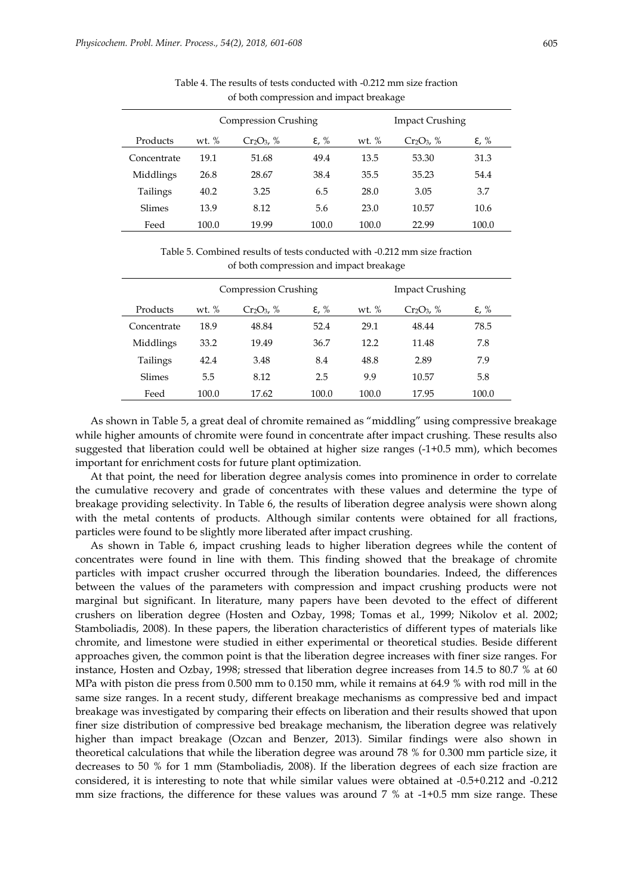Table 4. The results of tests conducted with -0.212 mm size fraction of both compression and impact breakage

| | Compression Crushing | | | Impact Crushing | | |
|---|---|---|---|---|---|---|
| Products | wt. % | $Cr_2O_3$, % | ε, % | wt. % | $Cr_2O_3$, % | ε, % |
| Concentrate | 19.1 | 51.68 | 49.4 | 13.5 | 53.30 | 31.3 |
| Middlings | 26.8 | 28.67 | 38.4 | 35.5 | 35.23 | 54.4 |
| Tailings | 40.2 | 3.25 | 6.5 | 28.0 | 3.05 | 3.7 |
| Slimes | 13.9 | 8.12 | 5.6 | 23.0 | 10.57 | 10.6 |
| Feed | 100.0 | 19.99 | 100.0 | 100.0 | 22.99 | 100.0 |

Table 5. Combined results of tests conducted with -0.212 mm size fraction of both compression and impact breakage

| | Compression Crushing | | | Impact Crushing | | |
|---|---|---|---|---|---|---|
| Products | wt. % | $Cr_2O_3$, % | ε, % | wt. % | $Cr_2O_3$, % | ε, % |
| Concentrate | 18.9 | 48.84 | 52.4 | 29.1 | 48.44 | 78.5 |
| Middlings | 33.2 | 19.49 | 36.7 | 12.2 | 11.48 | 7.8 |
| Tailings | 42.4 | 3.48 | 8.4 | 48.8 | 2.89 | 7.9 |
| Slimes | 5.5 | 8.12 | 2.5 | 9.9 | 10.57 | 5.8 |
| Feed | 100.0 | 17.62 | 100.0 | 100.0 | 17.95 | 100.0 |

As shown in Table 5, a great deal of chromite remained as "middling" using compressive breakage while higher amounts of chromite were found in concentrate after impact crushing. These results also suggested that liberation could well be obtained at higher size ranges (-1+0.5 mm), which becomes important for enrichment costs for future plant optimization.

At that point, the need for liberation degree analysis comes into prominence in order to correlate the cumulative recovery and grade of concentrates with these values and determine the type of breakage providing selectivity. In Table 6, the results of liberation degree analysis were shown along with the metal contents of products. Although similar contents were obtained for all fractions, particles were found to be slightly more liberated after impact crushing.

As shown in Table 6, impact crushing leads to higher liberation degrees while the content of concentrates were found in line with them. This finding showed that the breakage of chromite particles with impact crusher occurred through the liberation boundaries. Indeed, the differences between the values of the parameters with compression and impact crushing products were not marginal but significant. In literature, many papers have been devoted to the effect of different crushers on liberation degree (Hosten and Ozbay, 1998; Tomas et al., 1999; Nikolov et al. 2002; Stamboliadis, 2008). In these papers, the liberation characteristics of different types of materials like chromite, and limestone were studied in either experimental or theoretical studies. Beside different approaches given, the common point is that the liberation degree increases with finer size ranges. For instance, Hosten and Ozbay, 1998; stressed that liberation degree increases from 14.5 to 80.7 % at 60 MPa with piston die press from 0.500 mm to 0.150 mm, while it remains at 64.9 % with rod mill in the same size ranges. In a recent study, different breakage mechanisms as compressive bed and impact breakage was investigated by comparing their effects on liberation and their results showed that upon finer size distribution of compressive bed breakage mechanism, the liberation degree was relatively higher than impact breakage (Ozcan and Benzer, 2013). Similar findings were also shown in theoretical calculations that while the liberation degree was around 78 % for 0.300 mm particle size, it decreases to 50 % for 1 mm (Stamboliadis, 2008). If the liberation degrees of each size fraction are considered, it is interesting to note that while similar values were obtained at -0.5+0.212 and -0.212 mm size fractions, the difference for these values was around 7 % at -1+0.5 mm size range. These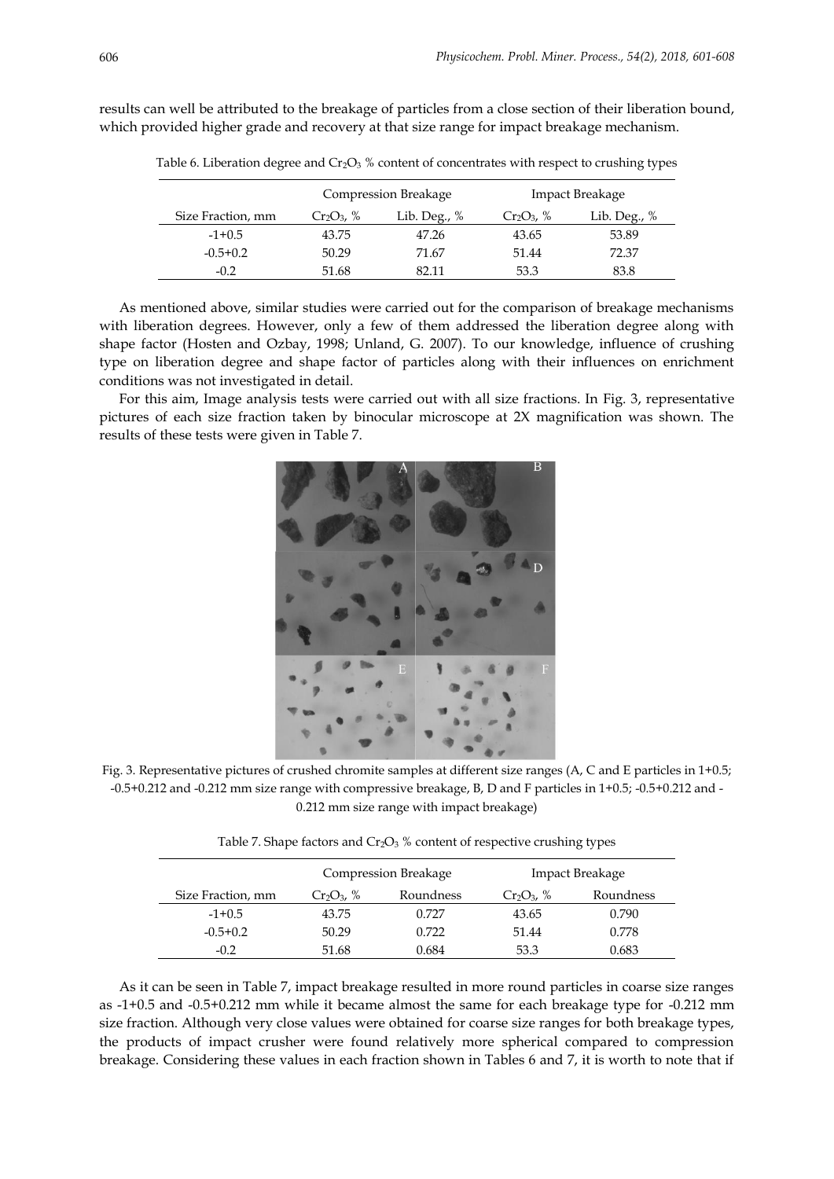results can well be attributed to the breakage of particles from a close section of their liberation bound, which provided higher grade and recovery at that size range for impact breakage mechanism.

Table 6. Liberation degree and $Cr_2O_3$ % content of concentrates with respect to crushing types

| | Compression Breakage | | Impact Breakage | |
|---|---|---|---|---|
| Size Fraction, mm | $Cr_2O_3$, % | Lib. Deg., % | $Cr_2O_3$, % | Lib. Deg., % |
| -1+0.5 | 43.75 | 47.26 | 43.65 | 53.89 |
| -0.5+0.2 | 50.29 | 71.67 | 51.44 | 72.37 |
| -0.2 | 51.68 | 82.11 | 53.3 | 83.8 |

As mentioned above, similar studies were carried out for the comparison of breakage mechanisms with liberation degrees. However, only a few of them addressed the liberation degree along with shape factor (Hosten and Ozbay, 1998; Unland, G. 2007). To our knowledge, influence of crushing type on liberation degree and shape factor of particles along with their influences on enrichment conditions was not investigated in detail.

For this aim, Image analysis tests were carried out with all size fractions. In Fig. 3, representative pictures of each size fraction taken by binocular microscope at 2X magnification was shown. The results of these tests were given in Table 7.

Fig. 3. Representative pictures of crushed chromite samples at different size ranges (A, C and E particles in 1+0.5; -0.5+0.212 and -0.212 mm size range with compressive breakage, B, D and F particles in 1+0.5; -0.5+0.212 and -0.212 mm size range with impact breakage)

Table 7. Shape factors and $Cr_2O_3$ % content of respective crushing types

| | Compression Breakage | | Impact Breakage | |
|---|---|---|---|---|
| Size Fraction, mm | $Cr_2O_3$, % | Roundness | $Cr_2O_3$, % | Roundness |
| -1+0.5 | 43.75 | 0.727 | 43.65 | 0.790 |
| -0.5+0.2 | 50.29 | 0.722 | 51.44 | 0.778 |
| -0.2 | 51.68 | 0.684 | 53.3 | 0.683 |

As it can be seen in Table 7, impact breakage resulted in more round particles in coarse size ranges as -1+0.5 and -0.5+0.212 mm while it became almost the same for each breakage type for -0.212 mm size fraction. Although very close values were obtained for coarse size ranges for both breakage types, the products of impact crusher were found relatively more spherical compared to compression breakage. Considering these values in each fraction shown in Tables 6 and 7, it is worth to note that if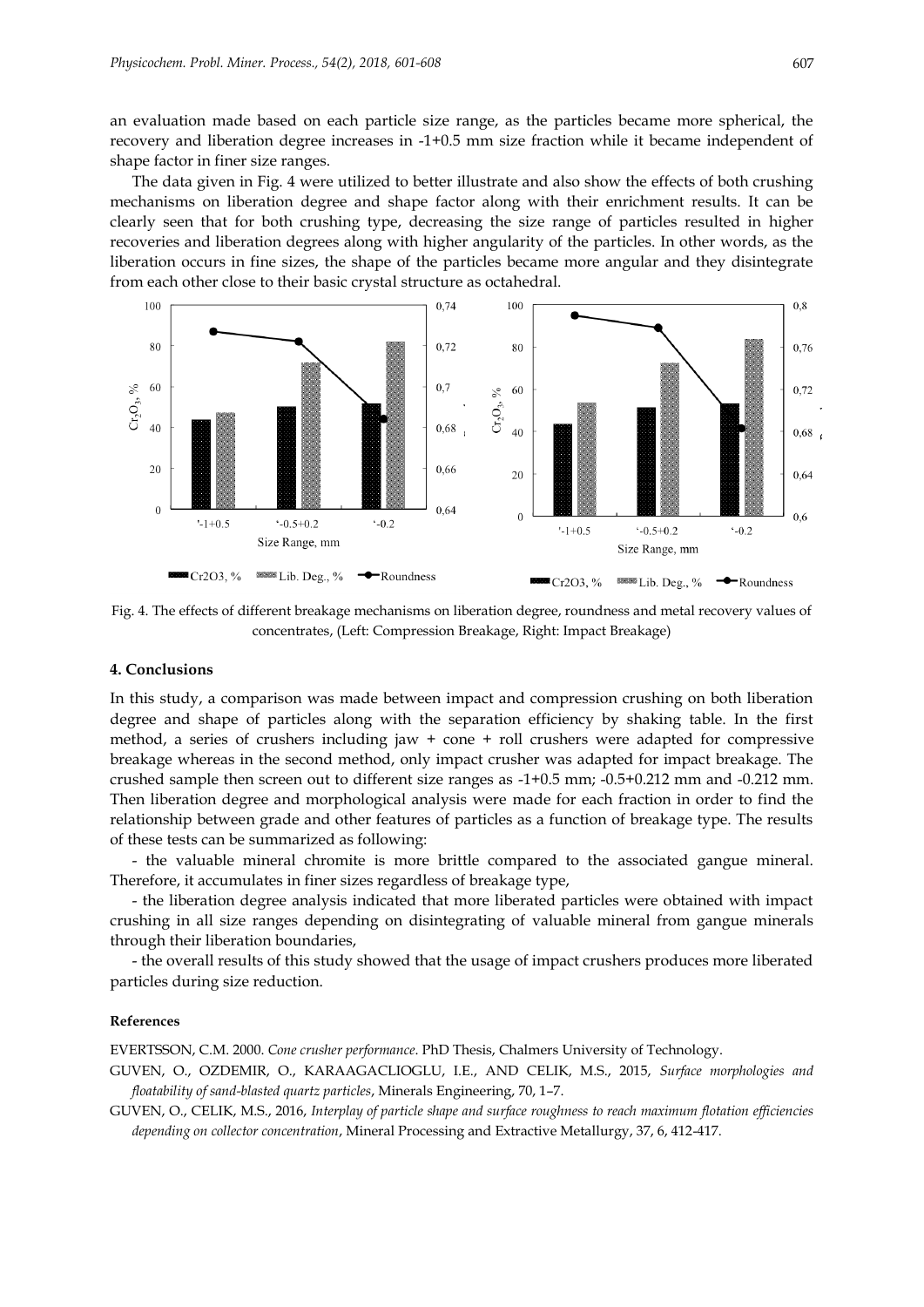an evaluation made based on each particle size range, as the particles became more spherical, the recovery and liberation degree increases in -1+0.5 mm size fraction while it became independent of shape factor in finer size ranges.

The data given in Fig. 4 were utilized to better illustrate and also show the effects of both crushing mechanisms on liberation degree and shape factor along with their enrichment results. It can be clearly seen that for both crushing type, decreasing the size range of particles resulted in higher recoveries and liberation degrees along with higher angularity of the particles. In other words, as the liberation occurs in fine sizes, the shape of the particles became more angular and they disintegrate from each other close to their basic crystal structure as octahedral.

Fig. 4. The effects of different breakage mechanisms on liberation degree, roundness and metal recovery values of concentrates, (Left: Compression Breakage, Right: Impact Breakage)

## 4. Conclusions

In this study, a comparison was made between impact and compression crushing on both liberation degree and shape of particles along with the separation efficiency by shaking table. In the first method, a series of crushers including jaw + cone + roll crushers were adapted for compressive breakage whereas in the second method, only impact crusher was adapted for impact breakage. The crushed sample then screen out to different size ranges as -1+0.5 mm; -0.5+0.212 mm and -0.212 mm. Then liberation degree and morphological analysis were made for each fraction in order to find the relationship between grade and other features of particles as a function of breakage type. The results of these tests can be summarized as following:

- the valuable mineral chromite is more brittle compared to the associated gangue mineral. Therefore, it accumulates in finer sizes regardless of breakage type,

- the liberation degree analysis indicated that more liberated particles were obtained with impact crushing in all size ranges depending on disintegrating of valuable mineral from gangue minerals through their liberation boundaries,

- the overall results of this study showed that the usage of impact crushers produces more liberated particles during size reduction.

#### References

EVERTSSON, C.M. 2000. *Cone crusher performance*. PhD Thesis, Chalmers University of Technology.

GUVEN, O., OZDEMIR, O., KARAAGACLIOGLU, I.E., AND CELIK, M.S., 2015, *Surface morphologies and floatability of sand-blasted quartz particles*, Minerals Engineering, 70, 1–7.

GUVEN, O., CELIK, M.S., 2016, *Interplay of particle shape and surface roughness to reach maximum flotation efficiencies depending on collector concentration*, Mineral Processing and Extractive Metallurgy, 37, 6, 412-417.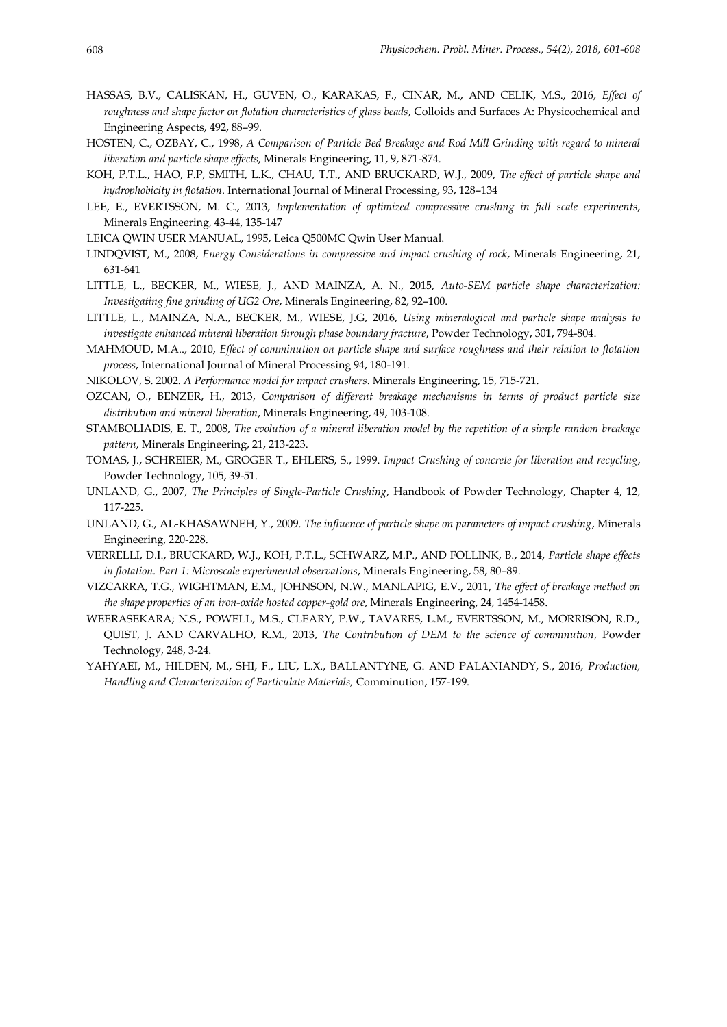HASSAS, B.V., CALISKAN, H., GUVEN, O., KARAKAS, F., CINAR, M., AND CELIK, M.S., 2016, *Effect of roughness and shape factor on flotation characteristics of glass beads*, Colloids and Surfaces A: Physicochemical and Engineering Aspects, 492, 88–99.

HOSTEN, C., OZBAY, C., 1998, *A Comparison of Particle Bed Breakage and Rod Mill Grinding with regard to mineral liberation and particle shape effects*, Minerals Engineering, 11, 9, 871-874.

KOH, P.T.L., HAO, F.P, SMITH, L.K., CHAU, T.T., AND BRUCKARD, W.J., 2009, *The effect of particle shape and hydrophobicity in flotation*. International Journal of Mineral Processing, 93, 128–134

LEE, E., EVERTSSON, M. C., 2013, *Implementation of optimized compressive crushing in full scale experiments*, Minerals Engineering, 43-44, 135-147

LEICA QWIN USER MANUAL, 1995, Leica Q500MC Qwin User Manual.

LINDQVIST, M., 2008, *Energy Considerations in compressive and impact crushing of rock*, Minerals Engineering, 21, 631-641

LITTLE, L., BECKER, M., WIESE, J., AND MAINZA, A. N., 2015, *Auto-SEM particle shape characterization: Investigating fine grinding of UG2 Ore*, Minerals Engineering, 82, 92–100.

LITTLE, L., MAINZA, N.A., BECKER, M., WIESE, J.G, 2016, *Using mineralogical and particle shape analysis to investigate enhanced mineral liberation through phase boundary fracture*, Powder Technology, 301, 794-804.

MAHMOUD, M.A.., 2010, *Effect of comminution on particle shape and surface roughness and their relation to flotation process*, International Journal of Mineral Processing 94, 180-191.

NIKOLOV, S. 2002. *A Performance model for impact crushers*. Minerals Engineering, 15, 715-721.

OZCAN, O., BENZER, H., 2013, *Comparison of different breakage mechanisms in terms of product particle size distribution and mineral liberation*, Minerals Engineering, 49, 103-108.

STAMBOLIADIS, E. T., 2008, *The evolution of a mineral liberation model by the repetition of a simple random breakage pattern*, Minerals Engineering, 21, 213-223.

TOMAS, J., SCHREIER, M., GROGER T., EHLERS, S., 1999. *Impact Crushing of concrete for liberation and recycling*, Powder Technology, 105, 39-51.

UNLAND, G., 2007, *The Principles of Single-Particle Crushing*, Handbook of Powder Technology, Chapter 4, 12, 117-225.

UNLAND, G., AL-KHASAWNEH, Y., 2009. *The influence of particle shape on parameters of impact crushing*, Minerals Engineering, 220-228.

VERRELLI, D.I., BRUCKARD, W.J., KOH, P.T.L., SCHWARZ, M.P., AND FOLLINK, B., 2014, *Particle shape effects in flotation. Part 1: Microscale experimental observations*, Minerals Engineering, 58, 80–89.

VIZCARRA, T.G., WIGHTMAN, E.M., JOHNSON, N.W., MANLAPIG, E.V., 2011, *The effect of breakage method on the shape properties of an iron-oxide hosted copper-gold ore*, Minerals Engineering, 24, 1454-1458.

WEERASEKARA; N.S., POWELL, M.S., CLEARY, P.W., TAVARES, L.M., EVERTSSON, M., MORRISON, R.D., QUIST, J. AND CARVALHO, R.M., 2013, *The Contribution of DEM to the science of comminution*, Powder Technology, 248, 3-24.

YAHYAEI, M., HILDEN, M., SHI, F., LIU, L.X., BALLANTYNE, G. AND PALANIANDY, S., 2016, *Production, Handling and Characterization of Particulate Materials,* Comminution, 157-199.